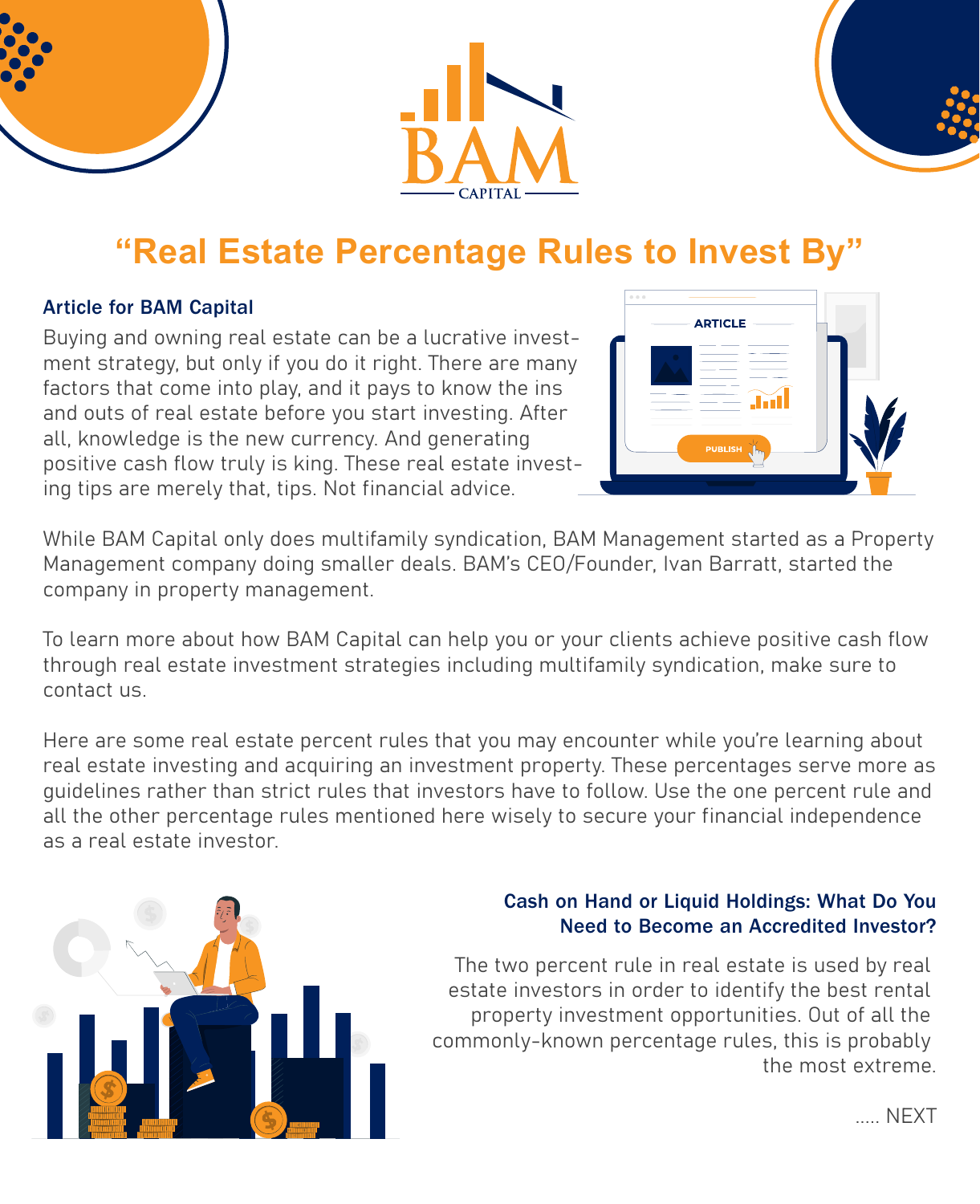BAM

CAPITAL

# "Real Estate Percentage Rules to Invest By"

### Article for BAM Capital

Buying and owning real estate can be a lucrative investment strategy, but only if you do it right. There are many factors that come into play, and it pays to know the ins and outs of real estate before you start investing. After all, knowledge is the new currency. And generating positive cash flow truly is king. These real estate investing tips are merely that, tips. Not financial advice.

While BAM Capital only does multifamily syndication, BAM Management started as a Property Management company doing smaller deals. BAM's CEO/Founder, Ivan Barratt, started the company in property management.

To learn more about how BAM Capital can help you or your clients achieve positive cash flow through real estate investment strategies including multifamily syndication, make sure to contact us.

Here are some real estate percent rules that you may encounter while you're learning about real estate investing and acquiring an investment property. These percentages serve more as guidelines rather than strict rules that investors have to follow. Use the one percent rule and all the other percentage rules mentioned here wisely to secure your financial independence as a real estate investor.

### Cash on Hand or Liquid Holdings: What Do You Need to Become an Accredited Investor?

The two percent rule in real estate is used by real estate investors in order to identify the best rental property investment opportunities. Out of all the commonly-known percentage rules, this is probably the most extreme.

..... NEXT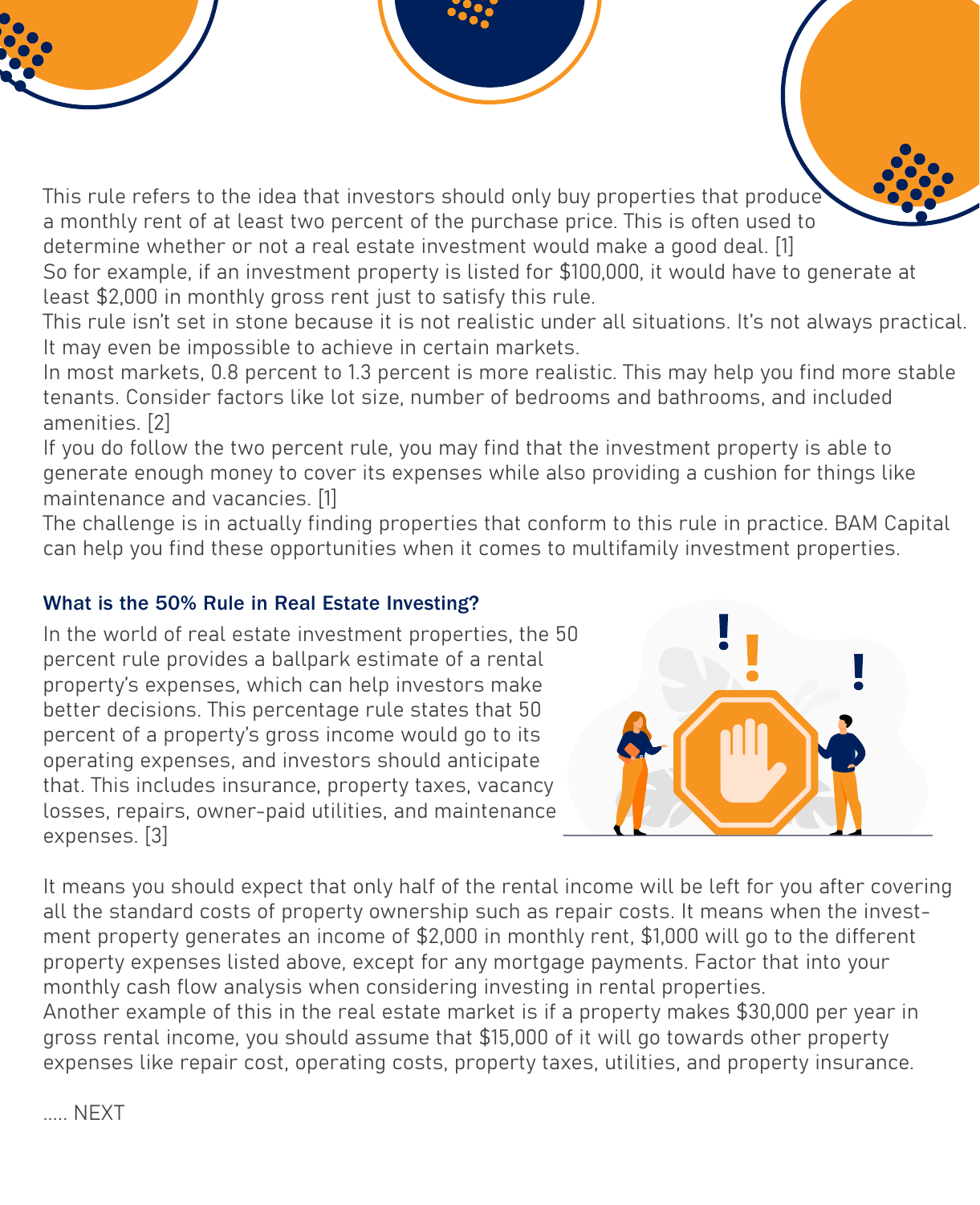This rule refers to the idea that investors should only buy properties that produce a monthly rent of at least two percent of the purchase price. This is often used to determine whether or not a real estate investment would make a good deal. [1]

So for example, if an investment property is listed for $100,000, it would have to generate at least $2,000 in monthly gross rent just to satisfy this rule.

This rule isn't set in stone because it is not realistic under all situations. It's not always practical. It may even be impossible to achieve in certain markets.

In most markets, 0.8 percent to 1.3 percent is more realistic. This may help you find more stable tenants. Consider factors like lot size, number of bedrooms and bathrooms, and included amenities. [2]

If you do follow the two percent rule, you may find that the investment property is able to generate enough money to cover its expenses while also providing a cushion for things like maintenance and vacancies. [1]

The challenge is in actually finding properties that conform to this rule in practice. BAM Capital can help you find these opportunities when it comes to multifamily investment properties.

### What is the 50% Rule in Real Estate Investing?

In the world of real estate investment properties, the 50 percent rule provides a ballpark estimate of a rental property's expenses, which can help investors make better decisions. This percentage rule states that 50 percent of a property's gross income would go to its operating expenses, and investors should anticipate that. This includes insurance, property taxes, vacancy losses, repairs, owner-paid utilities, and maintenance expenses. [3]

It means you should expect that only half of the rental income will be left for you after covering all the standard costs of property ownership such as repair costs. It means when the investment property generates an income of $2,000 in monthly rent, $1,000 will go to the different property expenses listed above, except for any mortgage payments. Factor that into your monthly cash flow analysis when considering investing in rental properties.

Another example of this in the real estate market is if a property makes $30,000 per year in gross rental income, you should assume that $15,000 of it will go towards other property expenses like repair cost, operating costs, property taxes, utilities, and property insurance.

..... NEXT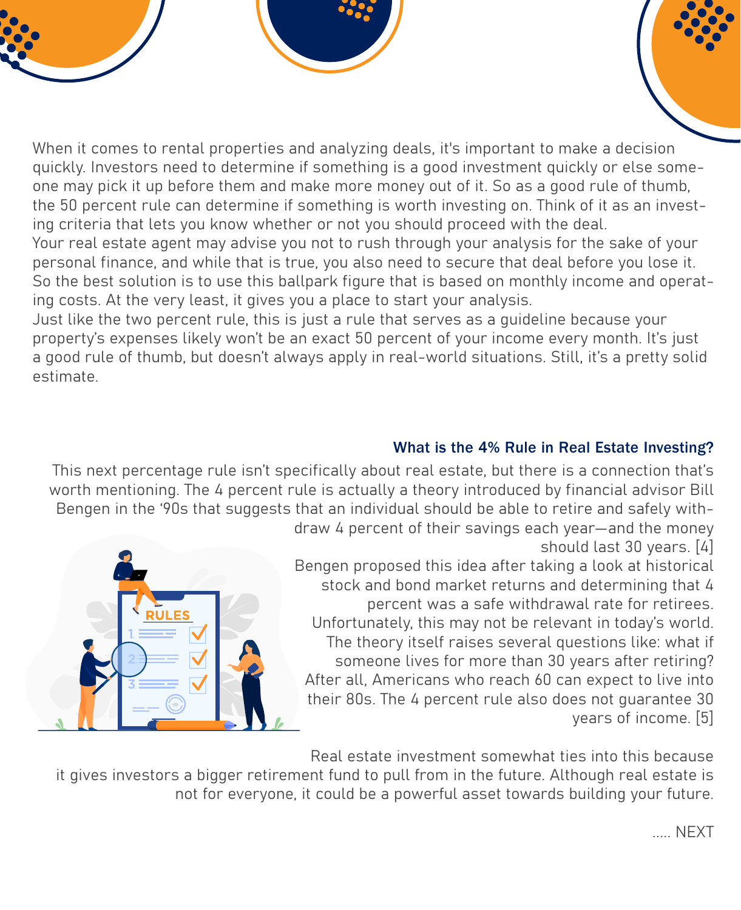When it comes to rental properties and analyzing deals, it's important to make a decision quickly. Investors need to determine if something is a good investment quickly or else someone may pick it up before them and make more money out of it. So as a good rule of thumb, the 50 percent rule can determine if something is worth investing on. Think of it as an investing criteria that lets you know whether or not you should proceed with the deal.

Your real estate agent may advise you not to rush through your analysis for the sake of your personal finance, and while that is true, you also need to secure that deal before you lose it. So the best solution is to use this ballpark figure that is based on monthly income and operating costs. At the very least, it gives you a place to start your analysis.

Just like the two percent rule, this is just a rule that serves as a guideline because your property's expenses likely won't be an exact 50 percent of your income every month. It's just a good rule of thumb, but doesn't always apply in real-world situations. Still, it's a pretty solid estimate.

### What is the 4% Rule in Real Estate Investing?

This next percentage rule isn't specifically about real estate, but there is a connection that's worth mentioning. The 4 percent rule is actually a theory introduced by financial advisor Bill Bengen in the '90s that suggests that an individual should be able to retire and safely withdraw 4 percent of their savings each year—and the money should last 30 years. [4]

Bengen proposed this idea after taking a look at historical stock and bond market returns and determining that 4 percent was a safe withdrawal rate for retirees. Unfortunately, this may not be relevant in today's world. The theory itself raises several questions like: what if someone lives for more than 30 years after retiring? After all, Americans who reach 60 can expect to live into their 80s. The 4 percent rule also does not guarantee 30 years of income. [5]

Real estate investment somewhat ties into this because it gives investors a bigger retirement fund to pull from in the future. Although real estate is not for everyone, it could be a powerful asset towards building your future.

..... NEXT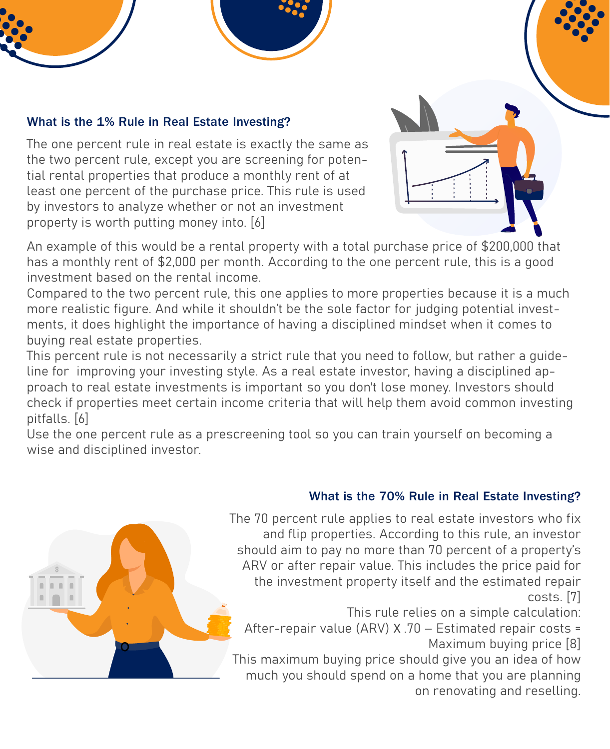## What is the 1% Rule in Real Estate Investing?

The one percent rule in real estate is exactly the same as the two percent rule, except you are screening for potential rental properties that produce a monthly rent of at least one percent of the purchase price. This rule is used by investors to analyze whether or not an investment property is worth putting money into. [6]

An example of this would be a rental property with a total purchase price of $200,000 that has a monthly rent of $2,000 per month. According to the one percent rule, this is a good investment based on the rental income.

Compared to the two percent rule, this one applies to more properties because it is a much more realistic figure. And while it shouldn't be the sole factor for judging potential investments, it does highlight the importance of having a disciplined mindset when it comes to buying real estate properties.

This percent rule is not necessarily a strict rule that you need to follow, but rather a guideline for improving your investing style. As a real estate investor, having a disciplined approach to real estate investments is important so you don't lose money. Investors should check if properties meet certain income criteria that will help them avoid common investing pitfalls. [6]

Use the one percent rule as a prescreening tool so you can train yourself on becoming a wise and disciplined investor.

## What is the 70% Rule in Real Estate Investing?

The 70 percent rule applies to real estate investors who fix and flip properties. According to this rule, an investor should aim to pay no more than 70 percent of a property's ARV or after repair value. This includes the price paid for the investment property itself and the estimated repair costs. [7]

This rule relies on a simple calculation:

After-repair value (ARV) X .70 – Estimated repair costs = Maximum buying price [8]

This maximum buying price should give you an idea of how much you should spend on a home that you are planning on renovating and reselling.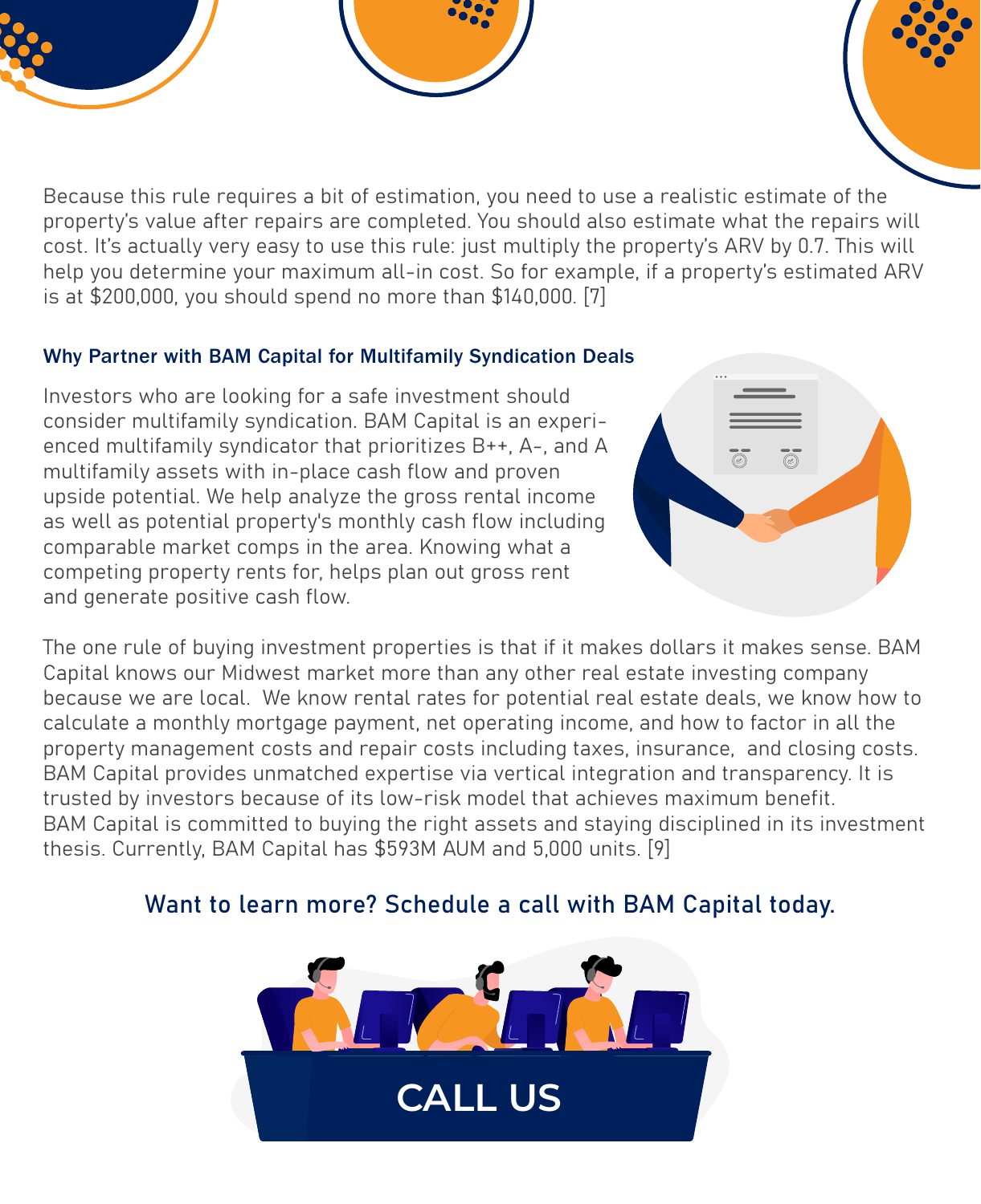Because this rule requires a bit of estimation, you need to use a realistic estimate of the property's value after repairs are completed. You should also estimate what the repairs will cost. It's actually very easy to use this rule: just multiply the property's ARV by 0.7. This will help you determine your maximum all-in cost. So for example, if a property's estimated ARV is at $200,000, you should spend no more than $140,000. [7]

### Why Partner with BAM Capital for Multifamily Syndication Deals

Investors who are looking for a safe investment should consider multifamily syndication. BAM Capital is an experienced multifamily syndicator that prioritizes B++, A-, and A multifamily assets with in-place cash flow and proven upside potential. We help analyze the gross rental income as well as potential property's monthly cash flow including comparable market comps in the area. Knowing what a competing property rents for, helps plan out gross rent and generate positive cash flow.

The one rule of buying investment properties is that if it makes dollars it makes sense. BAM Capital knows our Midwest market more than any other real estate investing company because we are local. We know rental rates for potential real estate deals, we know how to calculate a monthly mortgage payment, net operating income, and how to factor in all the property management costs and repair costs including taxes, insurance, and closing costs. BAM Capital provides unmatched expertise via vertical integration and transparency. It is trusted by investors because of its low-risk model that achieves maximum benefit. BAM Capital is committed to buying the right assets and staying disciplined in its investment thesis. Currently, BAM Capital has $593M AUM and 5,000 units. [9]

## Want to learn more? Schedule a call with BAM Capital today.

CALL US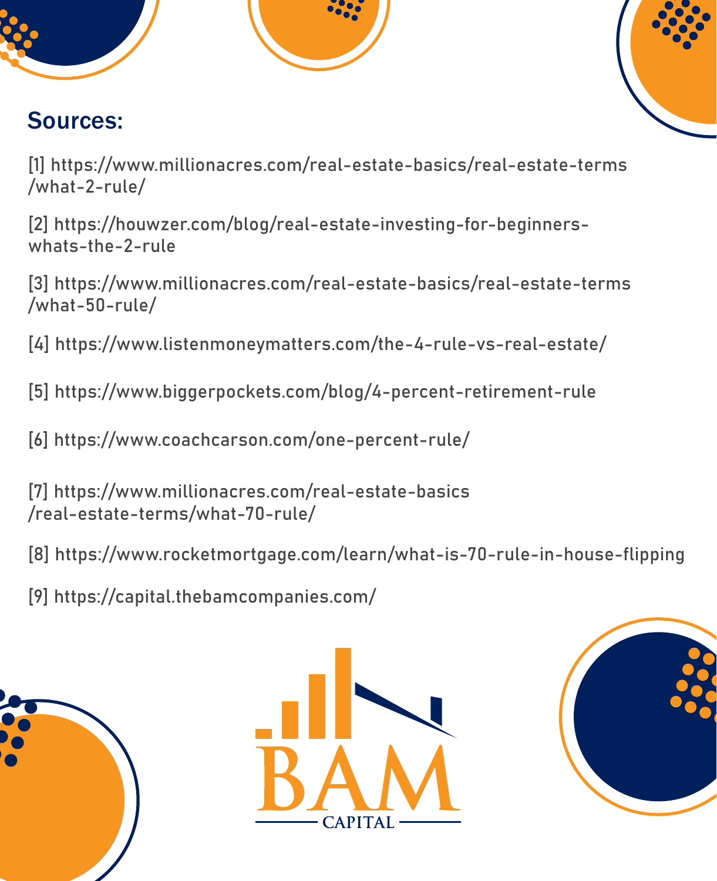## Sources:

[1] https://www.millionacres.com/real-estate-basics/real-estate-terms/what-2-rule/

[2] https://houwzer.com/blog/real-estate-investing-for-beginners-whats-the-2-rule

[3] https://www.millionacres.com/real-estate-basics/real-estate-terms/what-50-rule/

[4] https://www.listenmoneymatters.com/the-4-rule-vs-real-estate/

[5] https://www.biggerpockets.com/blog/4-percent-retirement-rule

[6] https://www.coachcarson.com/one-percent-rule/

[7] https://www.millionacres.com/real-estate-basics/real-estate-terms/what-70-rule/

[8] https://www.rocketmortgage.com/learn/what-is-70-rule-in-house-flipping

[9] https://capital.thebamcompanies.com/

BAM

CAPITAL